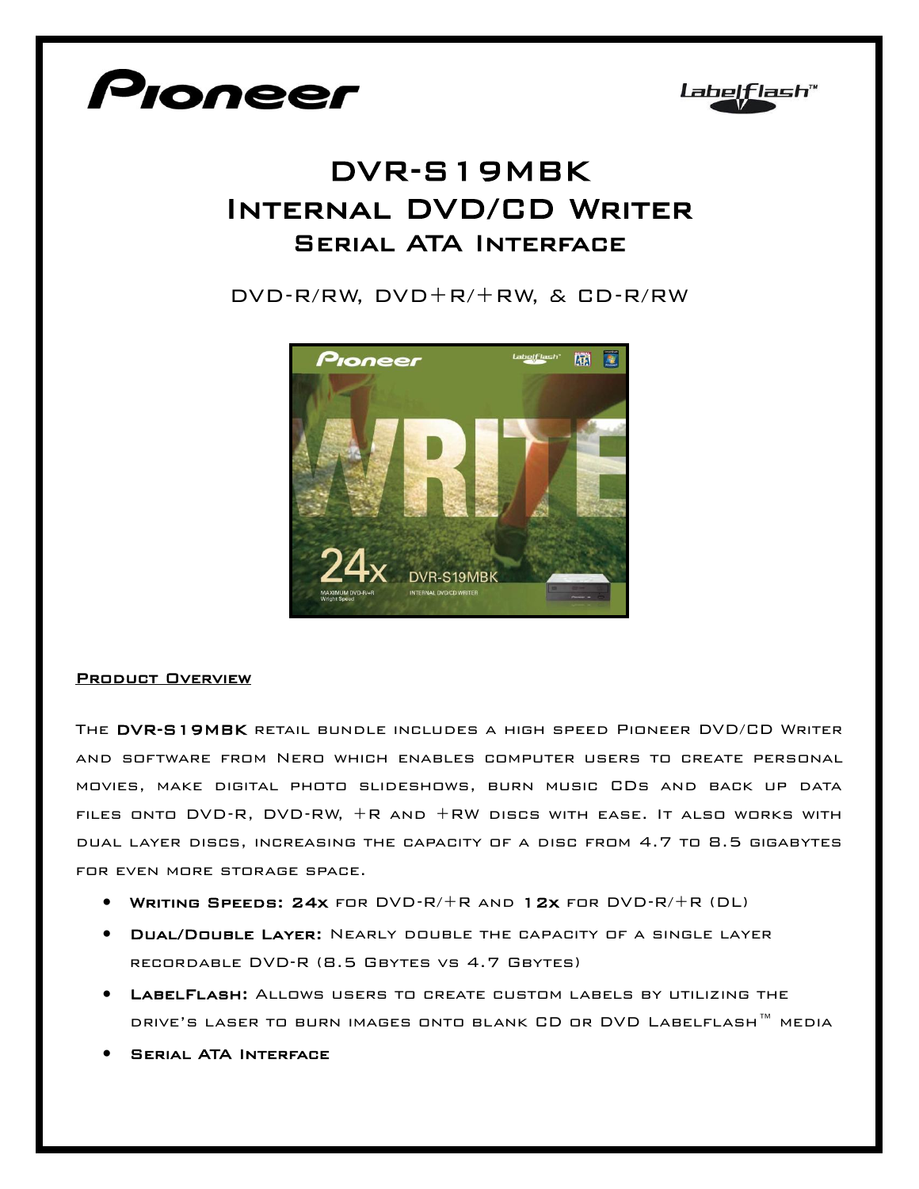# DVR-S19MBK
# Internal DVD/CD Writer
## Serial ATA Interface

DVD-R/RW, DVD+R/+RW, & CD-R/RW

### Product Overview

The **DVR-S19MBK** retail bundle includes a high speed Pioneer DVD/CD Writer and software from Nero which enables computer users to create personal movies, make digital photo slideshows, burn music CDs and back up data files onto DVD-R, DVD-RW, +R and +RW discs with ease. It also works with dual layer discs, increasing the capacity of a disc from 4.7 to 8.5 gigabytes for even more storage space.

- **Writing Speeds: 24x** for DVD-R/+R and **12x** for DVD-R/+R (DL)
- **Dual/Double Layer:** Nearly double the capacity of a single layer recordable DVD-R (8.5 Gbytes vs 4.7 Gbytes)
- **LabelFlash:** Allows users to create custom labels by utilizing the drive's laser to burn images onto blank CD or DVD Labelflash™ media
- **Serial ATA Interface**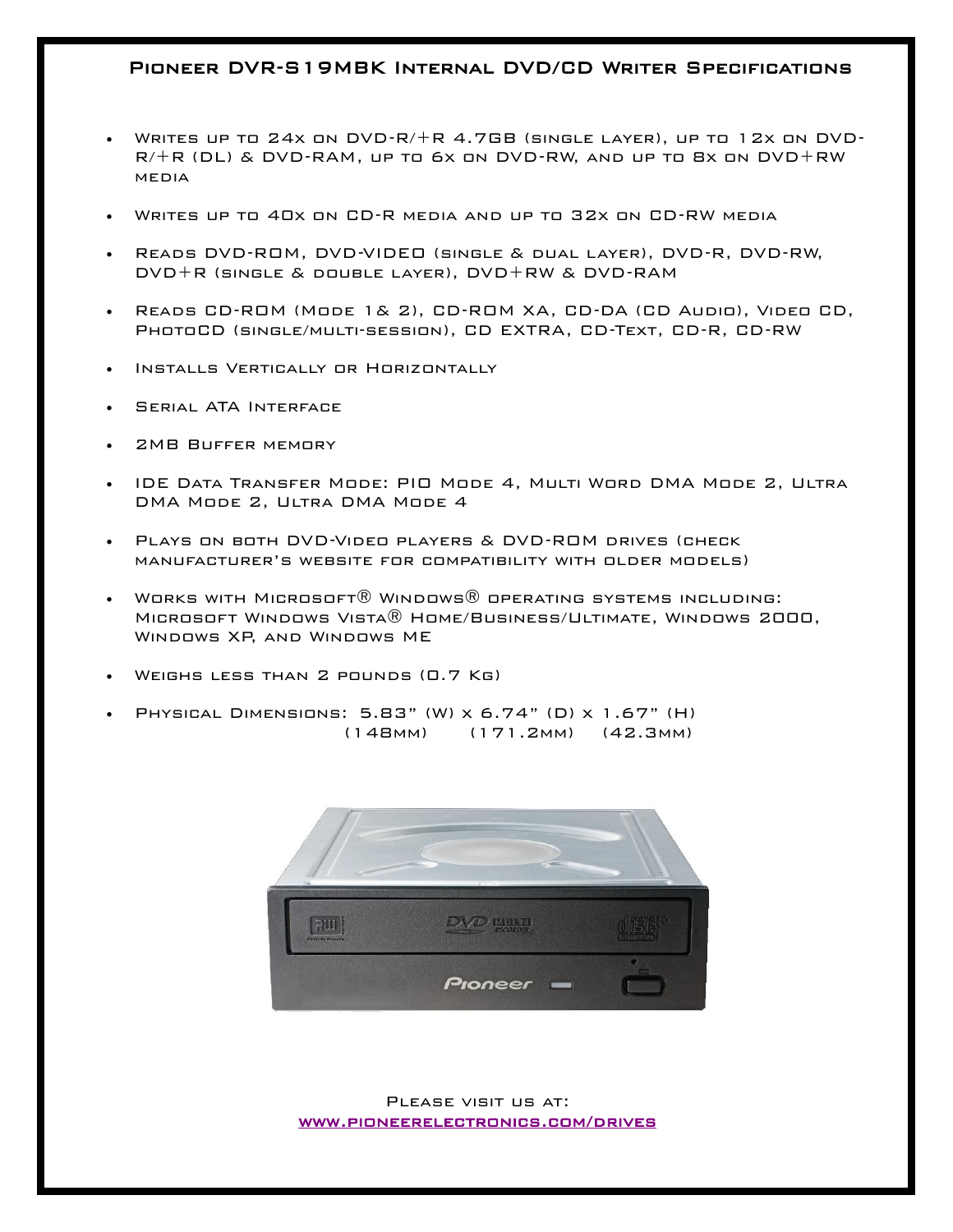# Pioneer DVR-S19MBK Internal DVD/CD Writer Specifications

- Writes up to 24x on DVD-R/+R 4.7GB (single layer), up to 12x on DVD-R/+R (DL) & DVD-RAM, up to 6x on DVD-RW, and up to 8x on DVD+RW media
- Writes up to 40x on CD-R media and up to 32x on CD-RW media
- Reads DVD-ROM, DVD-VIDEO (single & dual layer), DVD-R, DVD-RW, DVD+R (single & double layer), DVD+RW & DVD-RAM
- Reads CD-ROM (Mode 1& 2), CD-ROM XA, CD-DA (CD Audio), Video CD, PhotoCD (single/multi-session), CD EXTRA, CD-Text, CD-R, CD-RW
- Installs Vertically or Horizontally
- Serial ATA Interface
- 2MB Buffer memory
- IDE Data Transfer Mode: PIO Mode 4, Multi Word DMA Mode 2, Ultra DMA Mode 2, Ultra DMA Mode 4
- Plays on both DVD-Video players & DVD-ROM drives (check manufacturer's website for compatibility with older models)
- Works with Microsoft® Windows® operating systems including: Microsoft Windows Vista® Home/Business/Ultimate, Windows 2000, Windows XP, and Windows ME
- Weighs less than 2 pounds (0.7 Kg)
- Physical Dimensions: 5.83" (W) x 6.74" (D) x 1.67" (H)
  (148mm) (171.2mm) (42.3mm)

Please visit us at:
[www.pioneerelectronics.com/drives](http://www.pioneerelectronics.com/drives)